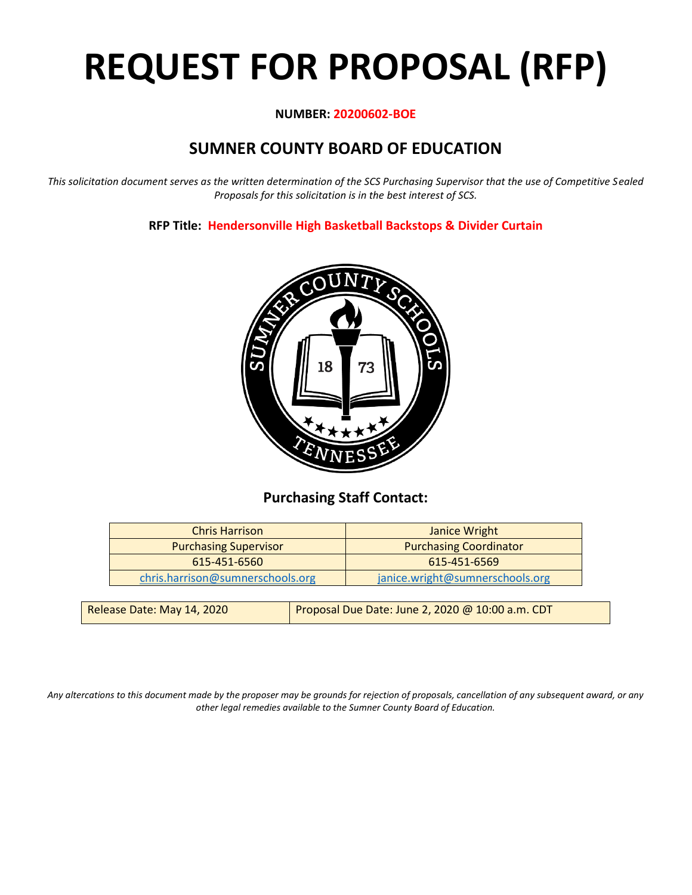# REQUEST FOR PROPOSAL (RFP)

**NUMBER: 20200602-BOE**

## SUMNER COUNTY BOARD OF EDUCATION

*This solicitation document serves as the written determination of the SCS Purchasing Supervisor that the use of Competitive Sealed Proposals for this solicitation is in the best interest of SCS.*

**RFP Title: Hendersonville High Basketball Backstops & Divider Curtain**

### Purchasing Staff Contact:

| Chris Harrison | Janice Wright |
|---|---|
| Purchasing Supervisor | Purchasing Coordinator |
| 615-451-6560 | 615-451-6569 |
| chris.harrison@sumnerschools.org | janice.wright@sumnerschools.org |

| Release Date: May 14, 2020 | Proposal Due Date: June 2, 2020 @ 10:00 a.m. CDT |
|---|---|

*Any altercations to this document made by the proposer may be grounds for rejection of proposals, cancellation of any subsequent award, or any other legal remedies available to the Sumner County Board of Education.*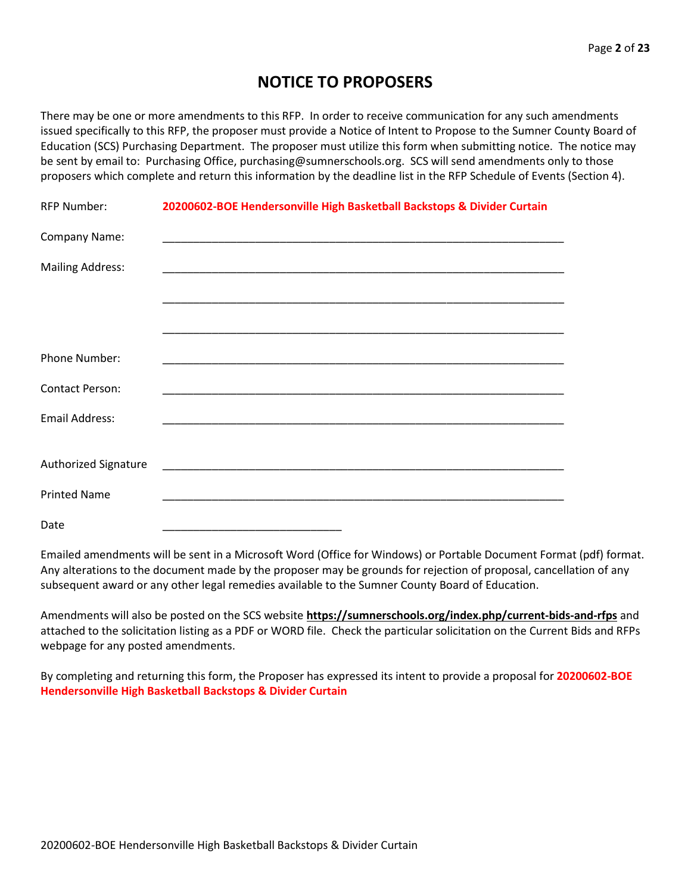# NOTICE TO PROPOSERS

There may be one or more amendments to this RFP. In order to receive communication for any such amendments issued specifically to this RFP, the proposer must provide a Notice of Intent to Propose to the Sumner County Board of Education (SCS) Purchasing Department. The proposer must utilize this form when submitting notice. The notice may be sent by email to: Purchasing Office, purchasing@sumnerschools.org. SCS will send amendments only to those proposers which complete and return this information by the deadline list in the RFP Schedule of Events (Section 4).

RFP Number: **20200602-BOE Hendersonville High Basketball Backstops & Divider Curtain**

Company Name: ____________________________________________________________

Mailing Address: ____________________________________________________________

____________________________________________________________

____________________________________________________________

Phone Number: ____________________________________________________________

Contact Person: ____________________________________________________________

Email Address: ____________________________________________________________

Authorized Signature ____________________________________________________________

Printed Name ____________________________________________________________

Date ____________________________

Emailed amendments will be sent in a Microsoft Word (Office for Windows) or Portable Document Format (pdf) format. Any alterations to the document made by the proposer may be grounds for rejection of proposal, cancellation of any subsequent award or any other legal remedies available to the Sumner County Board of Education.

Amendments will also be posted on the SCS website **https://sumnerschools.org/index.php/current-bids-and-rfps** and attached to the solicitation listing as a PDF or WORD file. Check the particular solicitation on the Current Bids and RFPs webpage for any posted amendments.

By completing and returning this form, the Proposer has expressed its intent to provide a proposal for **20200602-BOE Hendersonville High Basketball Backstops & Divider Curtain**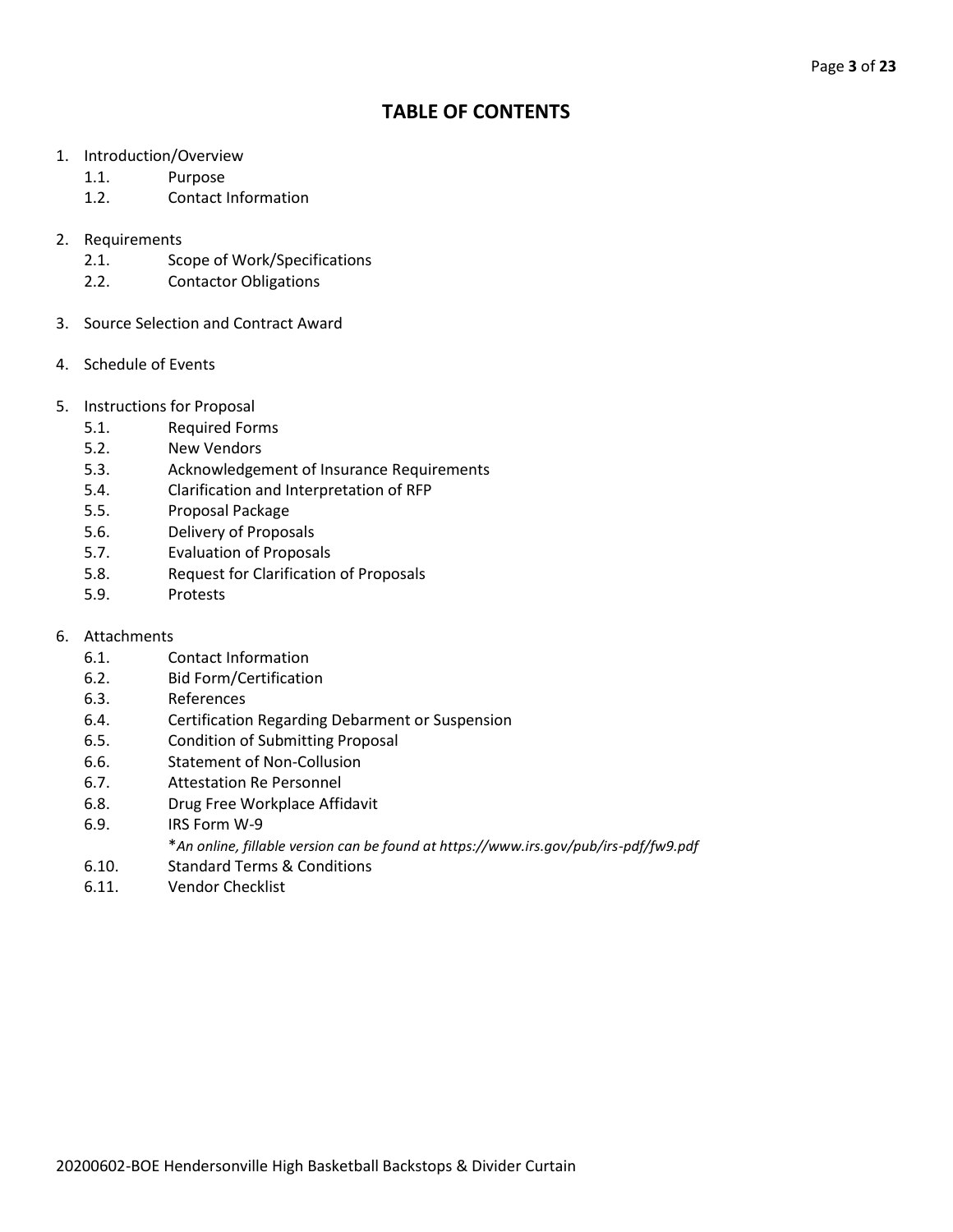# TABLE OF CONTENTS

1. Introduction/Overview
   - 1.1. Purpose
   - 1.2. Contact Information

2. Requirements
   - 2.1. Scope of Work/Specifications
   - 2.2. Contactor Obligations

3. Source Selection and Contract Award

4. Schedule of Events

5. Instructions for Proposal
   - 5.1. Required Forms
   - 5.2. New Vendors
   - 5.3. Acknowledgement of Insurance Requirements
   - 5.4. Clarification and Interpretation of RFP
   - 5.5. Proposal Package
   - 5.6. Delivery of Proposals
   - 5.7. Evaluation of Proposals
   - 5.8. Request for Clarification of Proposals
   - 5.9. Protests

6. Attachments
   - 6.1. Contact Information
   - 6.2. Bid Form/Certification
   - 6.3. References
   - 6.4. Certification Regarding Debarment or Suspension
   - 6.5. Condition of Submitting Proposal
   - 6.6. Statement of Non-Collusion
   - 6.7. Attestation Re Personnel
   - 6.8. Drug Free Workplace Affidavit
   - 6.9. IRS Form W-9

     **An online, fillable version can be found at https://www.irs.gov/pub/irs-pdf/fw9.pdf*
   - 6.10. Standard Terms & Conditions
   - 6.11. Vendor Checklist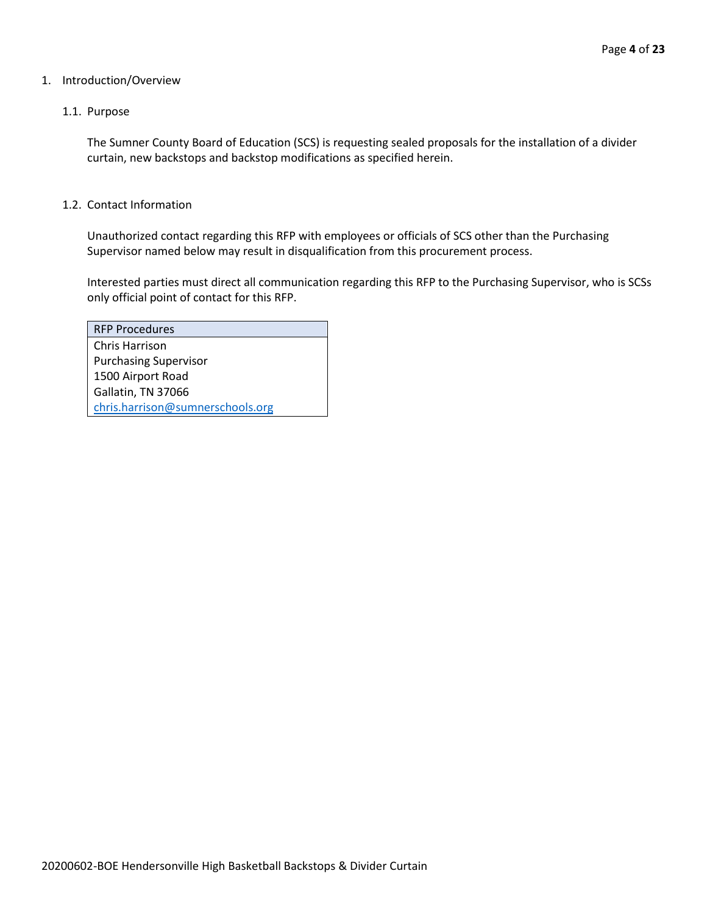1. Introduction/Overview

1.1. Purpose

The Sumner County Board of Education (SCS) is requesting sealed proposals for the installation of a divider curtain, new backstops and backstop modifications as specified herein.

1.2. Contact Information

Unauthorized contact regarding this RFP with employees or officials of SCS other than the Purchasing Supervisor named below may result in disqualification from this procurement process.

Interested parties must direct all communication regarding this RFP to the Purchasing Supervisor, who is SCSs only official point of contact for this RFP.

| RFP Procedures |
| --- |
| Chris Harrison<br>Purchasing Supervisor<br>1500 Airport Road<br>Gallatin, TN 37066<br>chris.harrison@sumnerschools.org |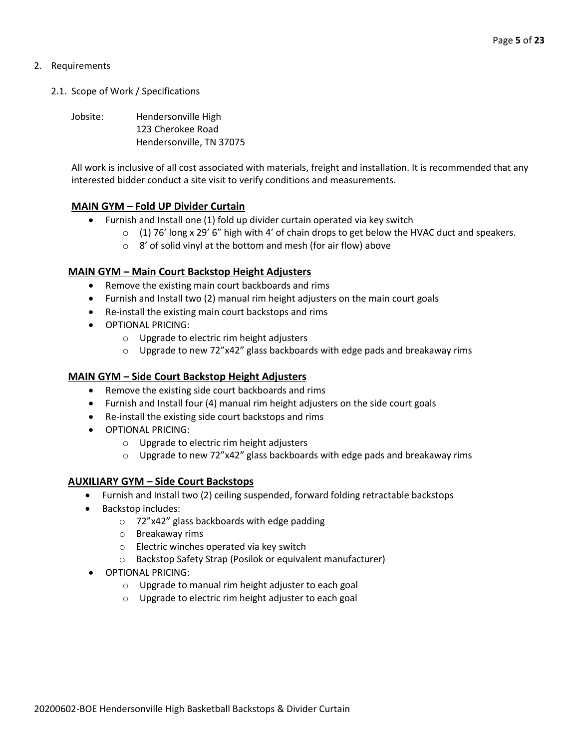2. Requirements

   2.1. Scope of Work / Specifications

Jobsite: Hendersonville High
123 Cherokee Road
Hendersonville, TN 37075

All work is inclusive of all cost associated with materials, freight and installation. It is recommended that any interested bidder conduct a site visit to verify conditions and measurements.

**MAIN GYM – Fold UP Divider Curtain**

- Furnish and Install one (1) fold up divider curtain operated via key switch
  - (1) 76' long x 29' 6" high with 4' of chain drops to get below the HVAC duct and speakers.
  - 8' of solid vinyl at the bottom and mesh (for air flow) above

**MAIN GYM – Main Court Backstop Height Adjusters**

- Remove the existing main court backboards and rims
- Furnish and Install two (2) manual rim height adjusters on the main court goals
- Re-install the existing main court backstops and rims
- OPTIONAL PRICING:
  - Upgrade to electric rim height adjusters
  - Upgrade to new 72"x42" glass backboards with edge pads and breakaway rims

**MAIN GYM – Side Court Backstop Height Adjusters**

- Remove the existing side court backboards and rims
- Furnish and Install four (4) manual rim height adjusters on the side court goals
- Re-install the existing side court backstops and rims
- OPTIONAL PRICING:
  - Upgrade to electric rim height adjusters
  - Upgrade to new 72"x42" glass backboards with edge pads and breakaway rims

**AUXILIARY GYM – Side Court Backstops**

- Furnish and Install two (2) ceiling suspended, forward folding retractable backstops
- Backstop includes:
  - 72"x42" glass backboards with edge padding
  - Breakaway rims
  - Electric winches operated via key switch
  - Backstop Safety Strap (Posilok or equivalent manufacturer)
- OPTIONAL PRICING:
  - Upgrade to manual rim height adjuster to each goal
  - Upgrade to electric rim height adjuster to each goal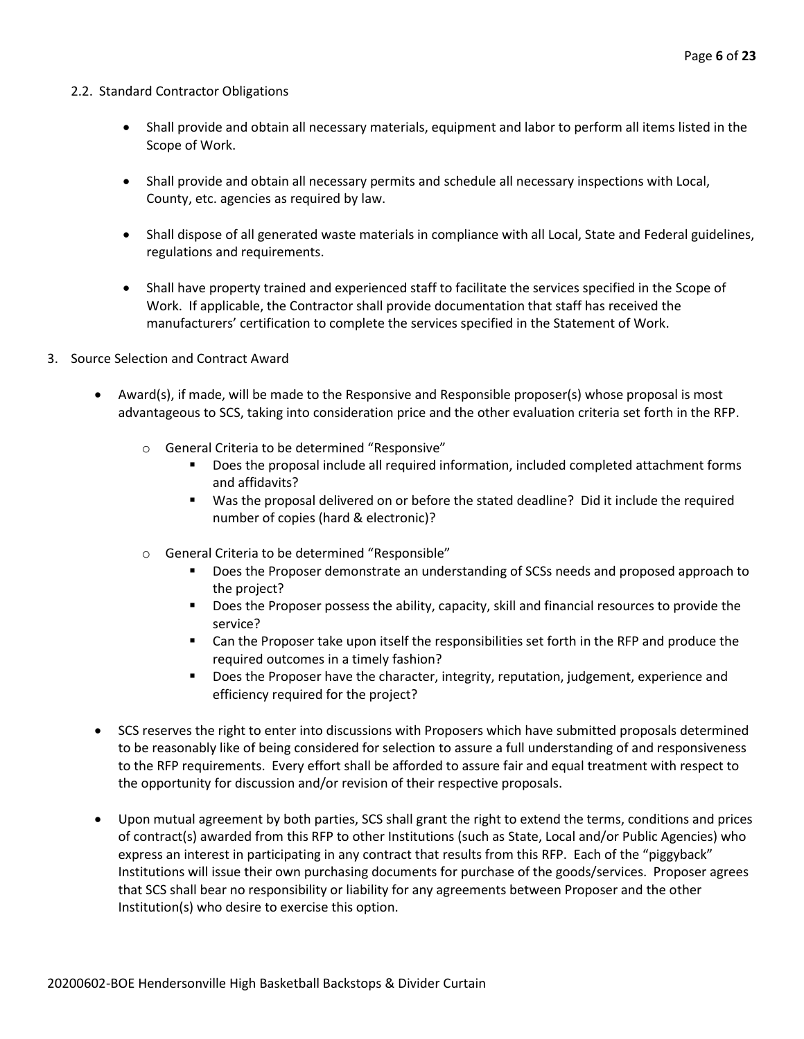2.2. Standard Contractor Obligations

- Shall provide and obtain all necessary materials, equipment and labor to perform all items listed in the Scope of Work.
- Shall provide and obtain all necessary permits and schedule all necessary inspections with Local, County, etc. agencies as required by law.
- Shall dispose of all generated waste materials in compliance with all Local, State and Federal guidelines, regulations and requirements.
- Shall have property trained and experienced staff to facilitate the services specified in the Scope of Work. If applicable, the Contractor shall provide documentation that staff has received the manufacturers' certification to complete the services specified in the Statement of Work.

3. Source Selection and Contract Award

- Award(s), if made, will be made to the Responsive and Responsible proposer(s) whose proposal is most advantageous to SCS, taking into consideration price and the other evaluation criteria set forth in the RFP.
  - General Criteria to be determined "Responsive"
    - Does the proposal include all required information, included completed attachment forms and affidavits?
    - Was the proposal delivered on or before the stated deadline? Did it include the required number of copies (hard & electronic)?
  - General Criteria to be determined "Responsible"
    - Does the Proposer demonstrate an understanding of SCSs needs and proposed approach to the project?
    - Does the Proposer possess the ability, capacity, skill and financial resources to provide the service?
    - Can the Proposer take upon itself the responsibilities set forth in the RFP and produce the required outcomes in a timely fashion?
    - Does the Proposer have the character, integrity, reputation, judgement, experience and efficiency required for the project?
- SCS reserves the right to enter into discussions with Proposers which have submitted proposals determined to be reasonably like of being considered for selection to assure a full understanding of and responsiveness to the RFP requirements. Every effort shall be afforded to assure fair and equal treatment with respect to the opportunity for discussion and/or revision of their respective proposals.
- Upon mutual agreement by both parties, SCS shall grant the right to extend the terms, conditions and prices of contract(s) awarded from this RFP to other Institutions (such as State, Local and/or Public Agencies) who express an interest in participating in any contract that results from this RFP. Each of the "piggyback" Institutions will issue their own purchasing documents for purchase of the goods/services. Proposer agrees that SCS shall bear no responsibility or liability for any agreements between Proposer and the other Institution(s) who desire to exercise this option.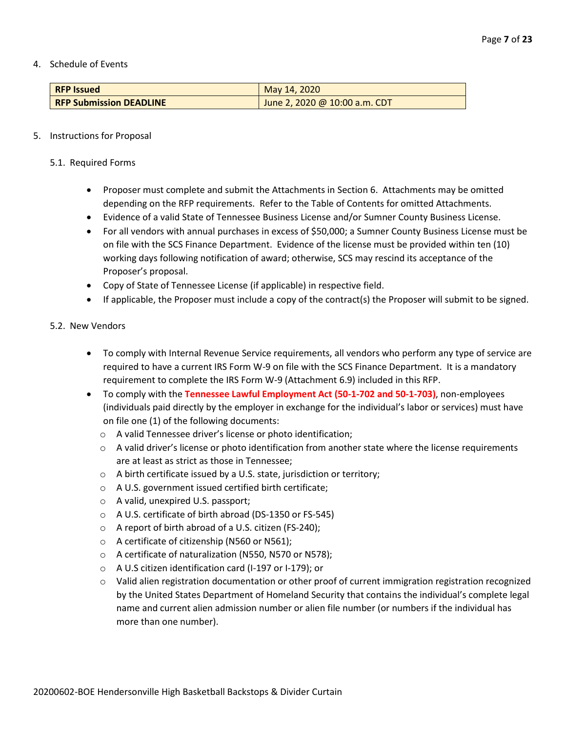4. Schedule of Events

| **RFP Issued** | May 14, 2020 |
| --- | --- |
| **RFP Submission DEADLINE** | June 2, 2020 @ 10:00 a.m. CDT |

5. Instructions for Proposal

5.1. Required Forms

- Proposer must complete and submit the Attachments in Section 6. Attachments may be omitted depending on the RFP requirements. Refer to the Table of Contents for omitted Attachments.
- Evidence of a valid State of Tennessee Business License and/or Sumner County Business License.
- For all vendors with annual purchases in excess of $50,000; a Sumner County Business License must be on file with the SCS Finance Department. Evidence of the license must be provided within ten (10) working days following notification of award; otherwise, SCS may rescind its acceptance of the Proposer's proposal.
- Copy of State of Tennessee License (if applicable) in respective field.
- If applicable, the Proposer must include a copy of the contract(s) the Proposer will submit to be signed.

5.2. New Vendors

- To comply with Internal Revenue Service requirements, all vendors who perform any type of service are required to have a current IRS Form W-9 on file with the SCS Finance Department. It is a mandatory requirement to complete the IRS Form W-9 (Attachment 6.9) included in this RFP.
- To comply with the **Tennessee Lawful Employment Act (50-1-702 and 50-1-703)**, non-employees (individuals paid directly by the employer in exchange for the individual's labor or services) must have on file one (1) of the following documents:
  - A valid Tennessee driver's license or photo identification;
  - A valid driver's license or photo identification from another state where the license requirements are at least as strict as those in Tennessee;
  - A birth certificate issued by a U.S. state, jurisdiction or territory;
  - A U.S. government issued certified birth certificate;
  - A valid, unexpired U.S. passport;
  - A U.S. certificate of birth abroad (DS-1350 or FS-545)
  - A report of birth abroad of a U.S. citizen (FS-240);
  - A certificate of citizenship (N560 or N561);
  - A certificate of naturalization (N550, N570 or N578);
  - A U.S citizen identification card (I-197 or I-179); or
  - Valid alien registration documentation or other proof of current immigration registration recognized by the United States Department of Homeland Security that contains the individual's complete legal name and current alien admission number or alien file number (or numbers if the individual has more than one number).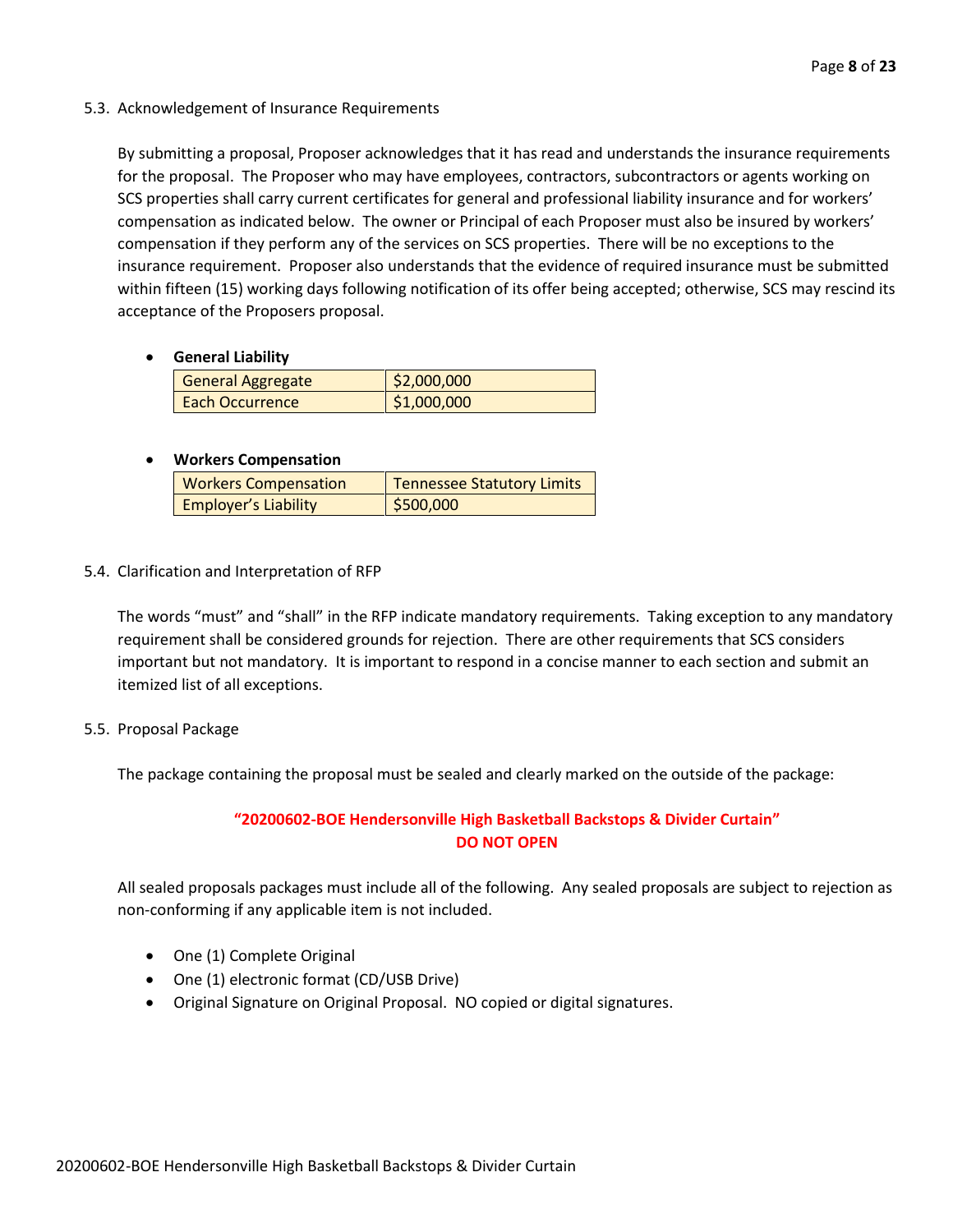5.3. Acknowledgement of Insurance Requirements

By submitting a proposal, Proposer acknowledges that it has read and understands the insurance requirements for the proposal. The Proposer who may have employees, contractors, subcontractors or agents working on SCS properties shall carry current certificates for general and professional liability insurance and for workers' compensation as indicated below. The owner or Principal of each Proposer must also be insured by workers' compensation if they perform any of the services on SCS properties. There will be no exceptions to the insurance requirement. Proposer also understands that the evidence of required insurance must be submitted within fifteen (15) working days following notification of its offer being accepted; otherwise, SCS may rescind its acceptance of the Proposers proposal.

- **General Liability**

| General Aggregate | $2,000,000 |
|---|---|
| Each Occurrence | $1,000,000 |

- **Workers Compensation**

| Workers Compensation | Tennessee Statutory Limits |
|---|---|
| Employer's Liability | $500,000 |

5.4. Clarification and Interpretation of RFP

The words "must" and "shall" in the RFP indicate mandatory requirements. Taking exception to any mandatory requirement shall be considered grounds for rejection. There are other requirements that SCS considers important but not mandatory. It is important to respond in a concise manner to each section and submit an itemized list of all exceptions.

5.5. Proposal Package

The package containing the proposal must be sealed and clearly marked on the outside of the package:

**"20200602-BOE Hendersonville High Basketball Backstops & Divider Curtain"**
**DO NOT OPEN**

All sealed proposals packages must include all of the following. Any sealed proposals are subject to rejection as non-conforming if any applicable item is not included.

- One (1) Complete Original
- One (1) electronic format (CD/USB Drive)
- Original Signature on Original Proposal. NO copied or digital signatures.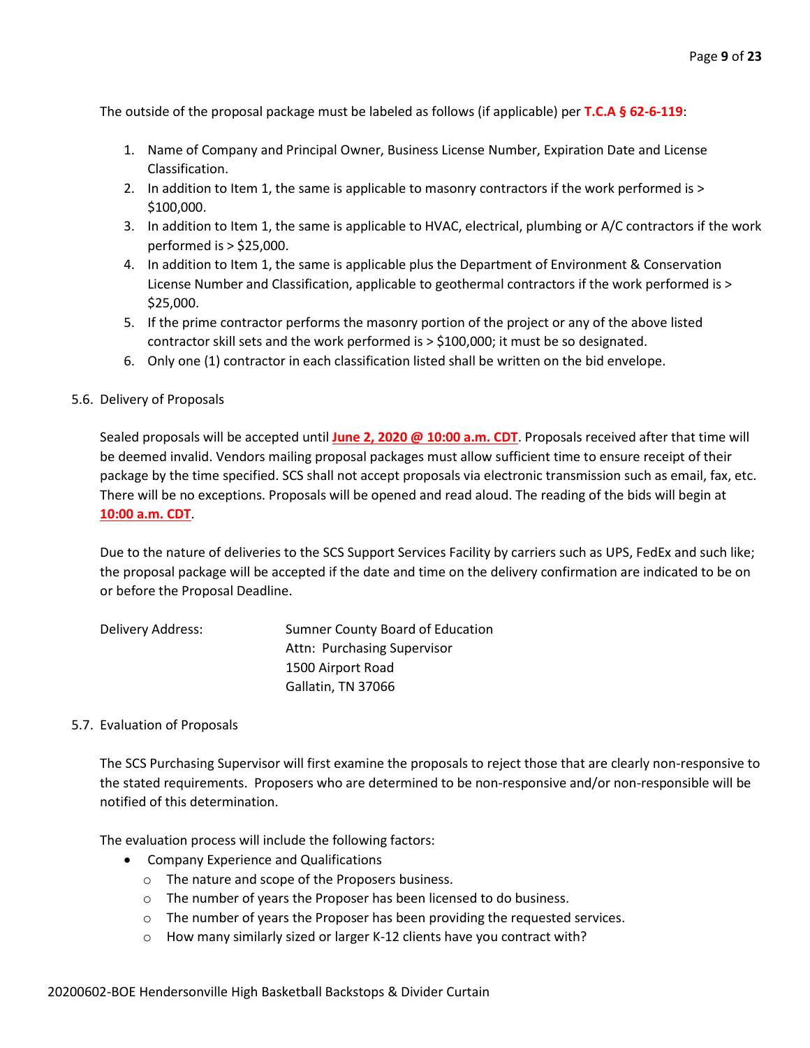The outside of the proposal package must be labeled as follows (if applicable) per **T.C.A § 62-6-119**:

1. Name of Company and Principal Owner, Business License Number, Expiration Date and License Classification.
2. In addition to Item 1, the same is applicable to masonry contractors if the work performed is > $100,000.
3. In addition to Item 1, the same is applicable to HVAC, electrical, plumbing or A/C contractors if the work performed is > $25,000.
4. In addition to Item 1, the same is applicable plus the Department of Environment & Conservation License Number and Classification, applicable to geothermal contractors if the work performed is > $25,000.
5. If the prime contractor performs the masonry portion of the project or any of the above listed contractor skill sets and the work performed is > $100,000; it must be so designated.
6. Only one (1) contractor in each classification listed shall be written on the bid envelope.

5.6. Delivery of Proposals

Sealed proposals will be accepted until **June 2, 2020 @ 10:00 a.m. CDT**. Proposals received after that time will be deemed invalid. Vendors mailing proposal packages must allow sufficient time to ensure receipt of their package by the time specified. SCS shall not accept proposals via electronic transmission such as email, fax, etc. There will be no exceptions. Proposals will be opened and read aloud. The reading of the bids will begin at **10:00 a.m. CDT**.

Due to the nature of deliveries to the SCS Support Services Facility by carriers such as UPS, FedEx and such like; the proposal package will be accepted if the date and time on the delivery confirmation are indicated to be on or before the Proposal Deadline.

Delivery Address: Sumner County Board of Education
Attn: Purchasing Supervisor
1500 Airport Road
Gallatin, TN 37066

5.7. Evaluation of Proposals

The SCS Purchasing Supervisor will first examine the proposals to reject those that are clearly non-responsive to the stated requirements. Proposers who are determined to be non-responsive and/or non-responsible will be notified of this determination.

The evaluation process will include the following factors:

- Company Experience and Qualifications
  - The nature and scope of the Proposers business.
  - The number of years the Proposer has been licensed to do business.
  - The number of years the Proposer has been providing the requested services.
  - How many similarly sized or larger K-12 clients have you contract with?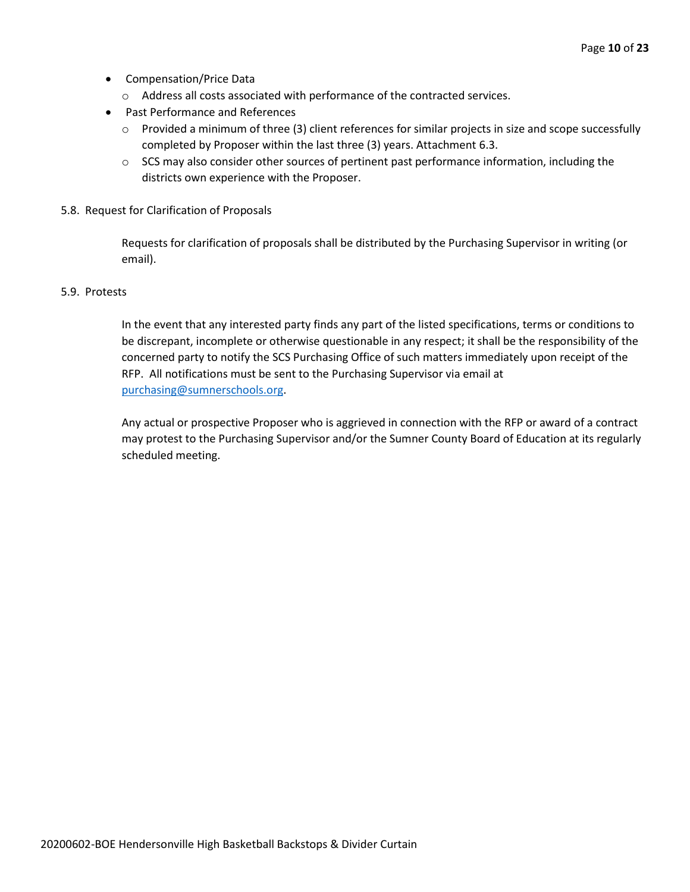- Compensation/Price Data
  - Address all costs associated with performance of the contracted services.
- Past Performance and References
  - Provided a minimum of three (3) client references for similar projects in size and scope successfully completed by Proposer within the last three (3) years. Attachment 6.3.
  - SCS may also consider other sources of pertinent past performance information, including the districts own experience with the Proposer.

5.8. Request for Clarification of Proposals

Requests for clarification of proposals shall be distributed by the Purchasing Supervisor in writing (or email).

5.9. Protests

In the event that any interested party finds any part of the listed specifications, terms or conditions to be discrepant, incomplete or otherwise questionable in any respect; it shall be the responsibility of the concerned party to notify the SCS Purchasing Office of such matters immediately upon receipt of the RFP. All notifications must be sent to the Purchasing Supervisor via email at [purchasing@sumnerschools.org](mailto:purchasing@sumnerschools.org).

Any actual or prospective Proposer who is aggrieved in connection with the RFP or award of a contract may protest to the Purchasing Supervisor and/or the Sumner County Board of Education at its regularly scheduled meeting.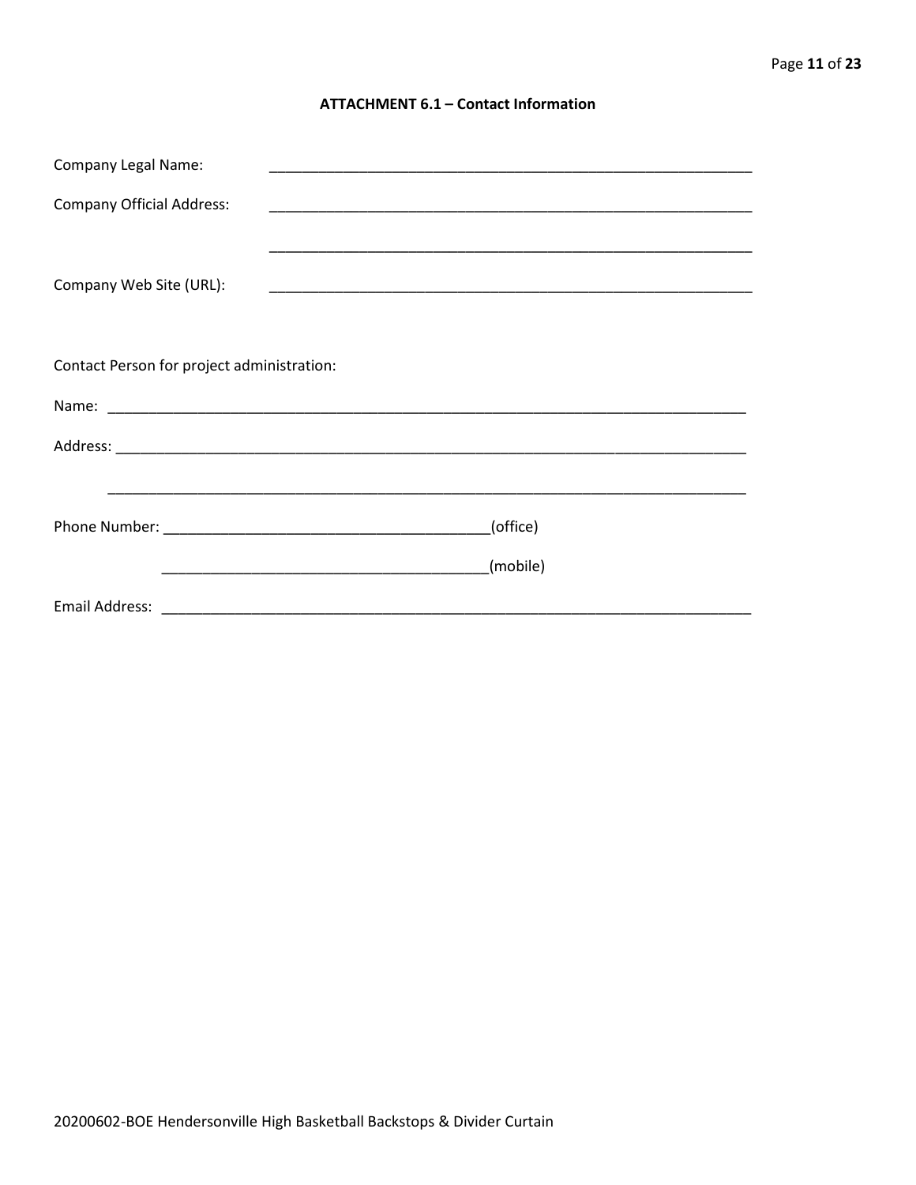### ATTACHMENT 6.1 – Contact Information

Company Legal Name: ____________________________________________________________

Company Official Address: ____________________________________________________________

____________________________________________________________

Company Web Site (URL): ____________________________________________________________

Contact Person for project administration:

Name: ________________________________________________________________________________

Address: ______________________________________________________________________________

________________________________________________________________________________

Phone Number: ________________________________________(office)

________________________________________(mobile)

Email Address: ___________________________________________________________________________

20200602-BOE Hendersonville High Basketball Backstops & Divider Curtain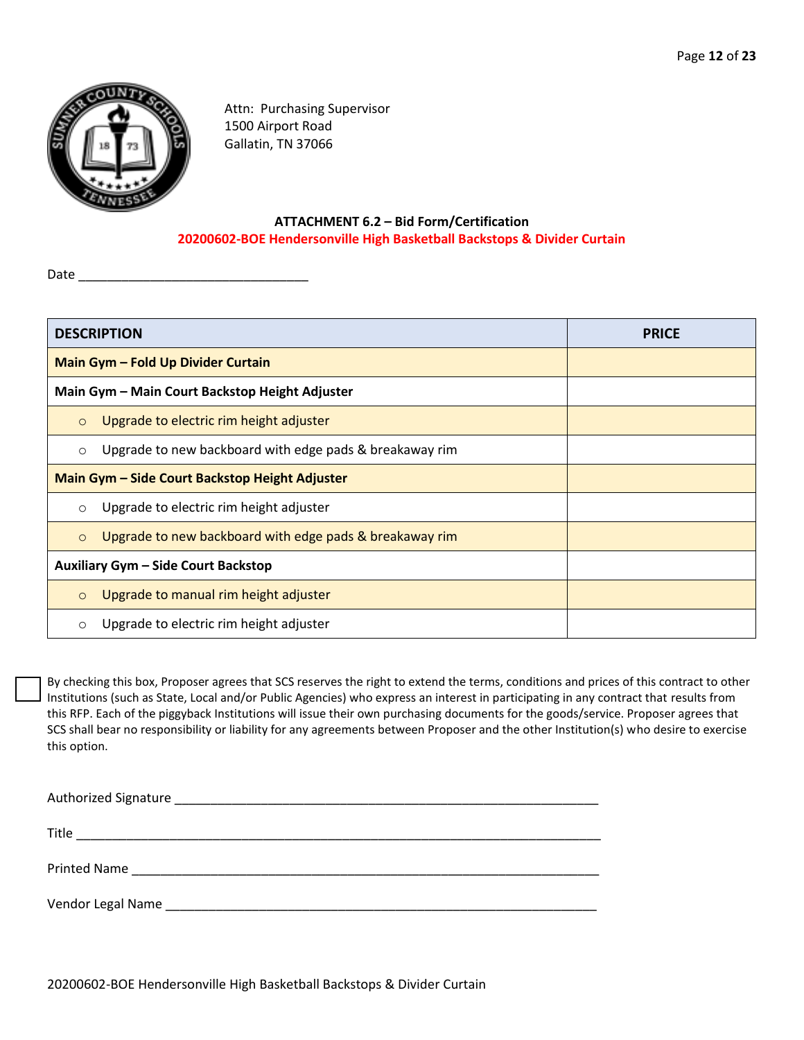Attn: Purchasing Supervisor
1500 Airport Road
Gallatin, TN 37066

**ATTACHMENT 6.2 – Bid Form/Certification**
**20200602-BOE Hendersonville High Basketball Backstops & Divider Curtain**

Date ________________________________

| DESCRIPTION | PRICE |
|---|---|
| **Main Gym – Fold Up Divider Curtain** | |
| **Main Gym – Main Court Backstop Height Adjuster** | |
| ○ Upgrade to electric rim height adjuster | |
| ○ Upgrade to new backboard with edge pads & breakaway rim | |
| **Main Gym – Side Court Backstop Height Adjuster** | |
| ○ Upgrade to electric rim height adjuster | |
| ○ Upgrade to new backboard with edge pads & breakaway rim | |
| **Auxiliary Gym – Side Court Backstop** | |
| ○ Upgrade to manual rim height adjuster | |
| ○ Upgrade to electric rim height adjuster | |

☐ By checking this box, Proposer agrees that SCS reserves the right to extend the terms, conditions and prices of this contract to other Institutions (such as State, Local and/or Public Agencies) who express an interest in participating in any contract that results from this RFP. Each of the piggyback Institutions will issue their own purchasing documents for the goods/service. Proposer agrees that SCS shall bear no responsibility or liability for any agreements between Proposer and the other Institution(s) who desire to exercise this option.

Authorized Signature ____________________________________________________________

Title ________________________________________________________________________

Printed Name __________________________________________________________________

Vendor Legal Name _____________________________________________________________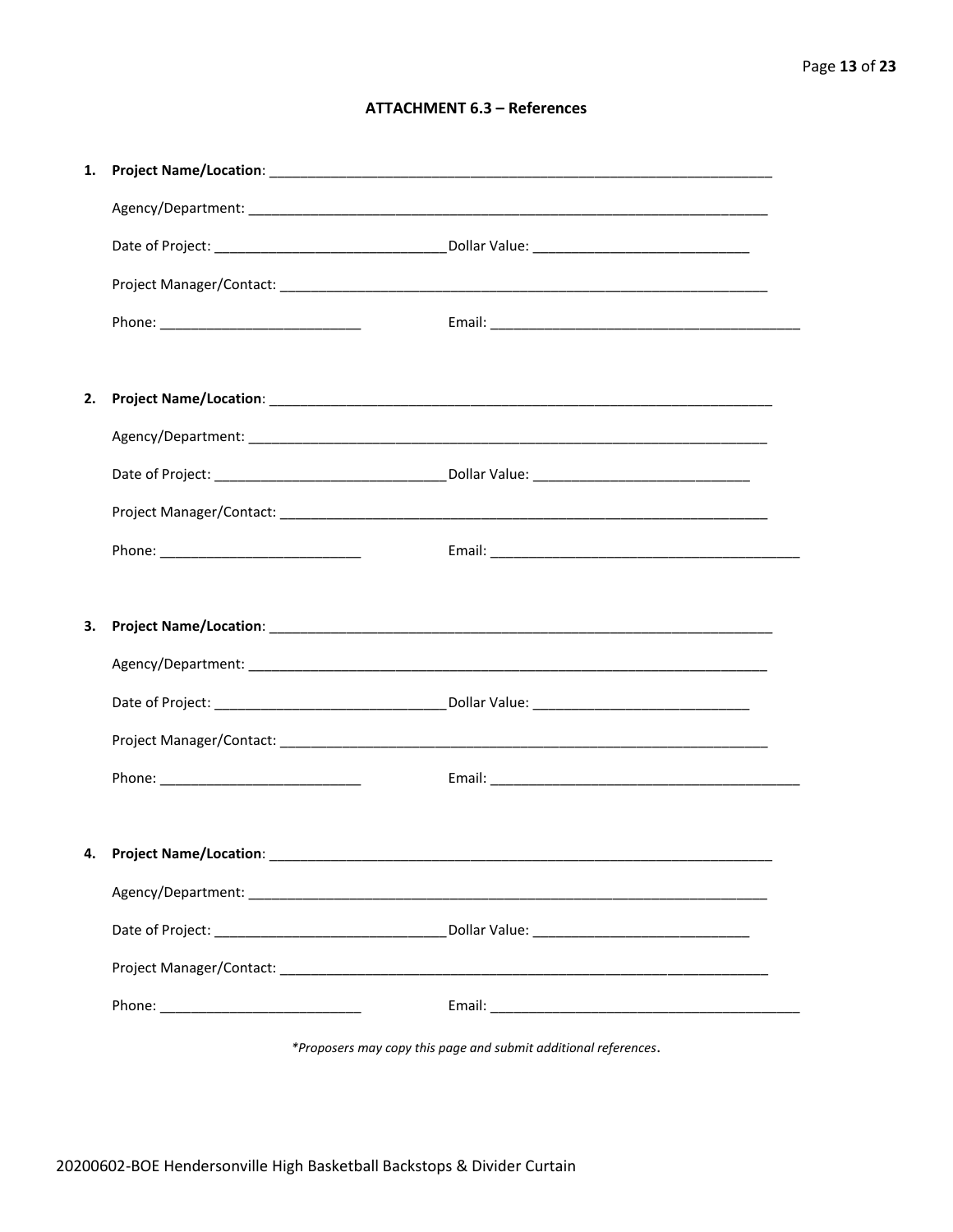## ATTACHMENT 6.3 – References

1. **Project Name/Location**: ____________________________________________________________________

   Agency/Department: ____________________________________________________________________

   Date of Project: ______________________________ Dollar Value: ____________________________

   Project Manager/Contact: ________________________________________________________________

   Phone: __________________________ Email: _________________________________________

2. **Project Name/Location**: ____________________________________________________________________

   Agency/Department: ____________________________________________________________________

   Date of Project: ______________________________ Dollar Value: ____________________________

   Project Manager/Contact: ________________________________________________________________

   Phone: __________________________ Email: _________________________________________

3. **Project Name/Location**: ____________________________________________________________________

   Agency/Department: ____________________________________________________________________

   Date of Project: ______________________________ Dollar Value: ____________________________

   Project Manager/Contact: ________________________________________________________________

   Phone: __________________________ Email: _________________________________________

4. **Project Name/Location**: ____________________________________________________________________

   Agency/Department: ____________________________________________________________________

   Date of Project: ______________________________ Dollar Value: ____________________________

   Project Manager/Contact: ________________________________________________________________

   Phone: __________________________ Email: _________________________________________

*\*Proposers may copy this page and submit additional references.*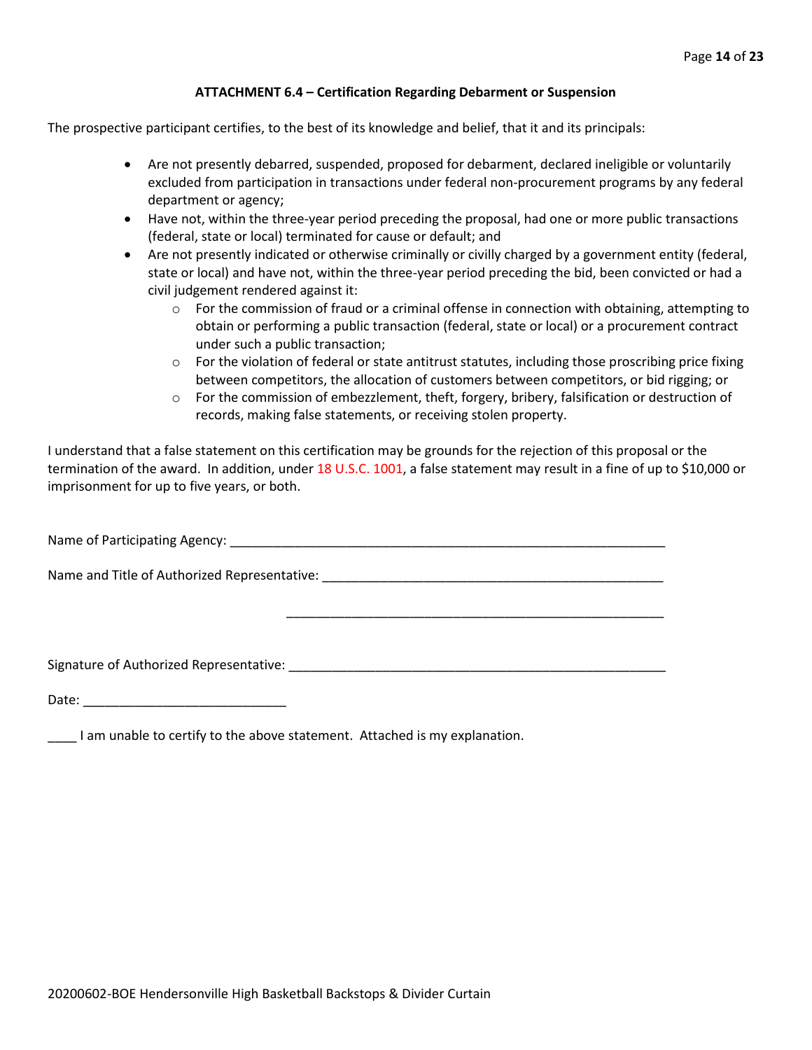### ATTACHMENT 6.4 – Certification Regarding Debarment or Suspension

The prospective participant certifies, to the best of its knowledge and belief, that it and its principals:

- Are not presently debarred, suspended, proposed for debarment, declared ineligible or voluntarily excluded from participation in transactions under federal non-procurement programs by any federal department or agency;
- Have not, within the three-year period preceding the proposal, had one or more public transactions (federal, state or local) terminated for cause or default; and
- Are not presently indicated or otherwise criminally or civilly charged by a government entity (federal, state or local) and have not, within the three-year period preceding the bid, been convicted or had a civil judgement rendered against it:
  - For the commission of fraud or a criminal offense in connection with obtaining, attempting to obtain or performing a public transaction (federal, state or local) or a procurement contract under such a public transaction;
  - For the violation of federal or state antitrust statutes, including those proscribing price fixing between competitors, the allocation of customers between competitors, or bid rigging; or
  - For the commission of embezzlement, theft, forgery, bribery, falsification or destruction of records, making false statements, or receiving stolen property.

I understand that a false statement on this certification may be grounds for the rejection of this proposal or the termination of the award. In addition, under 18 U.S.C. 1001, a false statement may result in a fine of up to $10,000 or imprisonment for up to five years, or both.

Name of Participating Agency: ____________________________________________________________

Name and Title of Authorized Representative: ______________________________________________

______________________________________________

Signature of Authorized Representative: ___________________________________________________

Date: ____________________________

____ I am unable to certify to the above statement. Attached is my explanation.

20200602-BOE Hendersonville High Basketball Backstops & Divider Curtain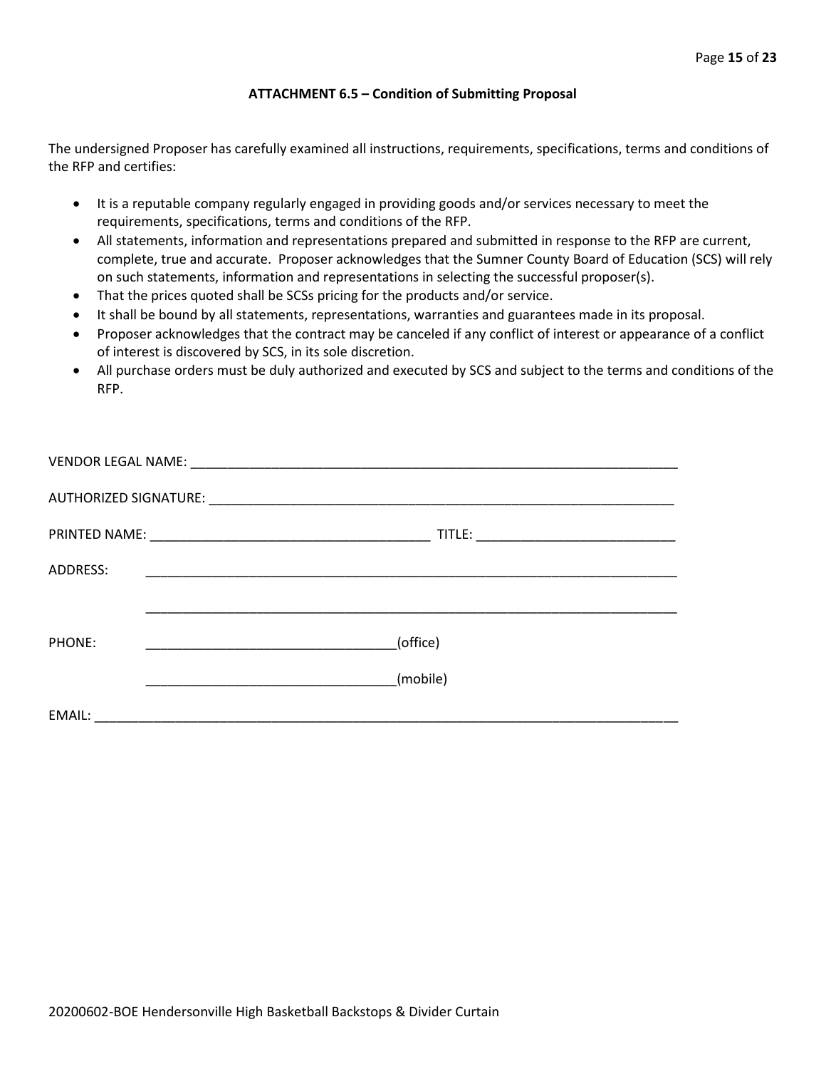**ATTACHMENT 6.5 – Condition of Submitting Proposal**

The undersigned Proposer has carefully examined all instructions, requirements, specifications, terms and conditions of the RFP and certifies:

- It is a reputable company regularly engaged in providing goods and/or services necessary to meet the requirements, specifications, terms and conditions of the RFP.
- All statements, information and representations prepared and submitted in response to the RFP are current, complete, true and accurate. Proposer acknowledges that the Sumner County Board of Education (SCS) will rely on such statements, information and representations in selecting the successful proposer(s).
- That the prices quoted shall be SCSs pricing for the products and/or service.
- It shall be bound by all statements, representations, warranties and guarantees made in its proposal.
- Proposer acknowledges that the contract may be canceled if any conflict of interest or appearance of a conflict of interest is discovered by SCS, in its sole discretion.
- All purchase orders must be duly authorized and executed by SCS and subject to the terms and conditions of the RFP.

VENDOR LEGAL NAME: ______________________________________________________________________

AUTHORIZED SIGNATURE: __________________________________________________________________

PRINTED NAME: ______________________________________ TITLE: ___________________________

ADDRESS: ___________________________________________________________________________

___________________________________________________________________________

PHONE: __________________________________(office)

__________________________________(mobile)

EMAIL: _____________________________________________________________________________

20200602-BOE Hendersonville High Basketball Backstops & Divider Curtain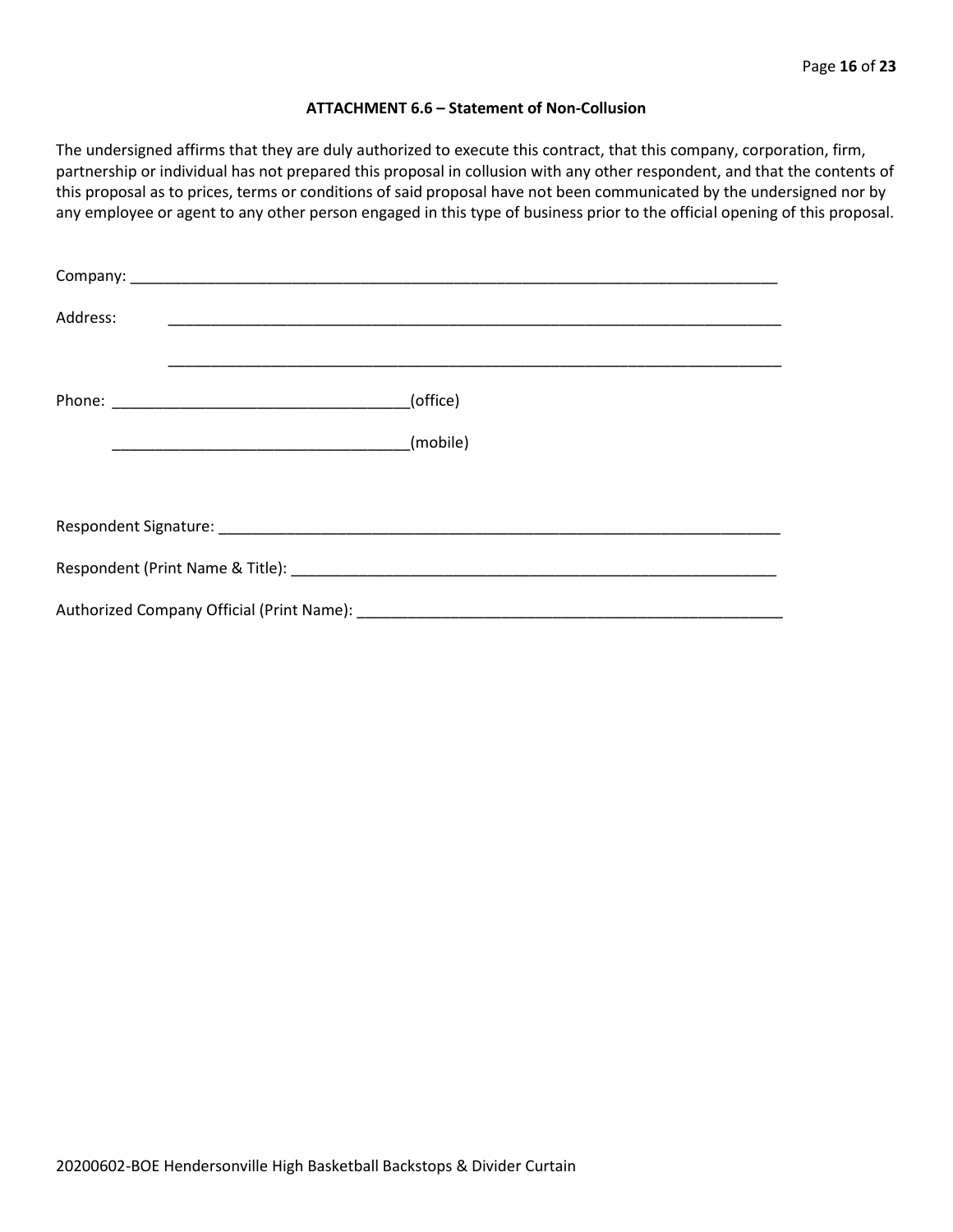**ATTACHMENT 6.6 – Statement of Non-Collusion**

The undersigned affirms that they are duly authorized to execute this contract, that this company, corporation, firm, partnership or individual has not prepared this proposal in collusion with any other respondent, and that the contents of this proposal as to prices, terms or conditions of said proposal have not been communicated by the undersigned nor by any employee or agent to any other person engaged in this type of business prior to the official opening of this proposal.

Company: ___________________________________________________________________________

Address: ___________________________________________________________________________

___________________________________________________________________________

Phone: ___________________________________(office)

___________________________________(mobile)

Respondent Signature: ____________________________________________________________________

Respondent (Print Name & Title): __________________________________________________________

Authorized Company Official (Print Name): __________________________________________________

20200602-BOE Hendersonville High Basketball Backstops & Divider Curtain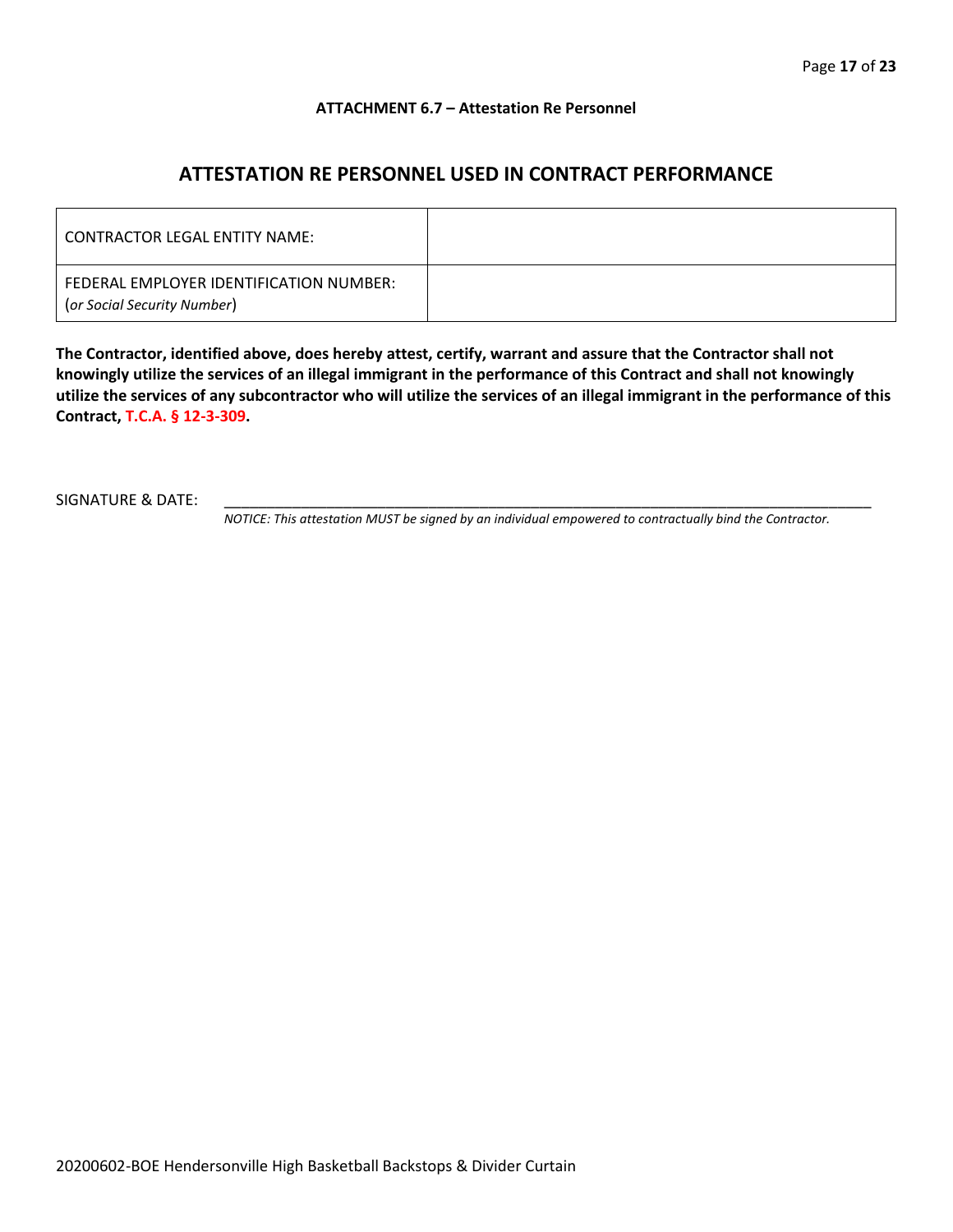**ATTACHMENT 6.7 – Attestation Re Personnel**

## ATTESTATION RE PERSONNEL USED IN CONTRACT PERFORMANCE

| CONTRACTOR LEGAL ENTITY NAME: | |
|---|---|
| FEDERAL EMPLOYER IDENTIFICATION NUMBER: (*or Social Security Number*) | |

**The Contractor, identified above, does hereby attest, certify, warrant and assure that the Contractor shall not knowingly utilize the services of an illegal immigrant in the performance of this Contract and shall not knowingly utilize the services of any subcontractor who will utilize the services of an illegal immigrant in the performance of this Contract, T.C.A. § 12-3-309.**

SIGNATURE & DATE: ______________________________________________________________________________

*NOTICE: This attestation MUST be signed by an individual empowered to contractually bind the Contractor.*

20200602-BOE Hendersonville High Basketball Backstops & Divider Curtain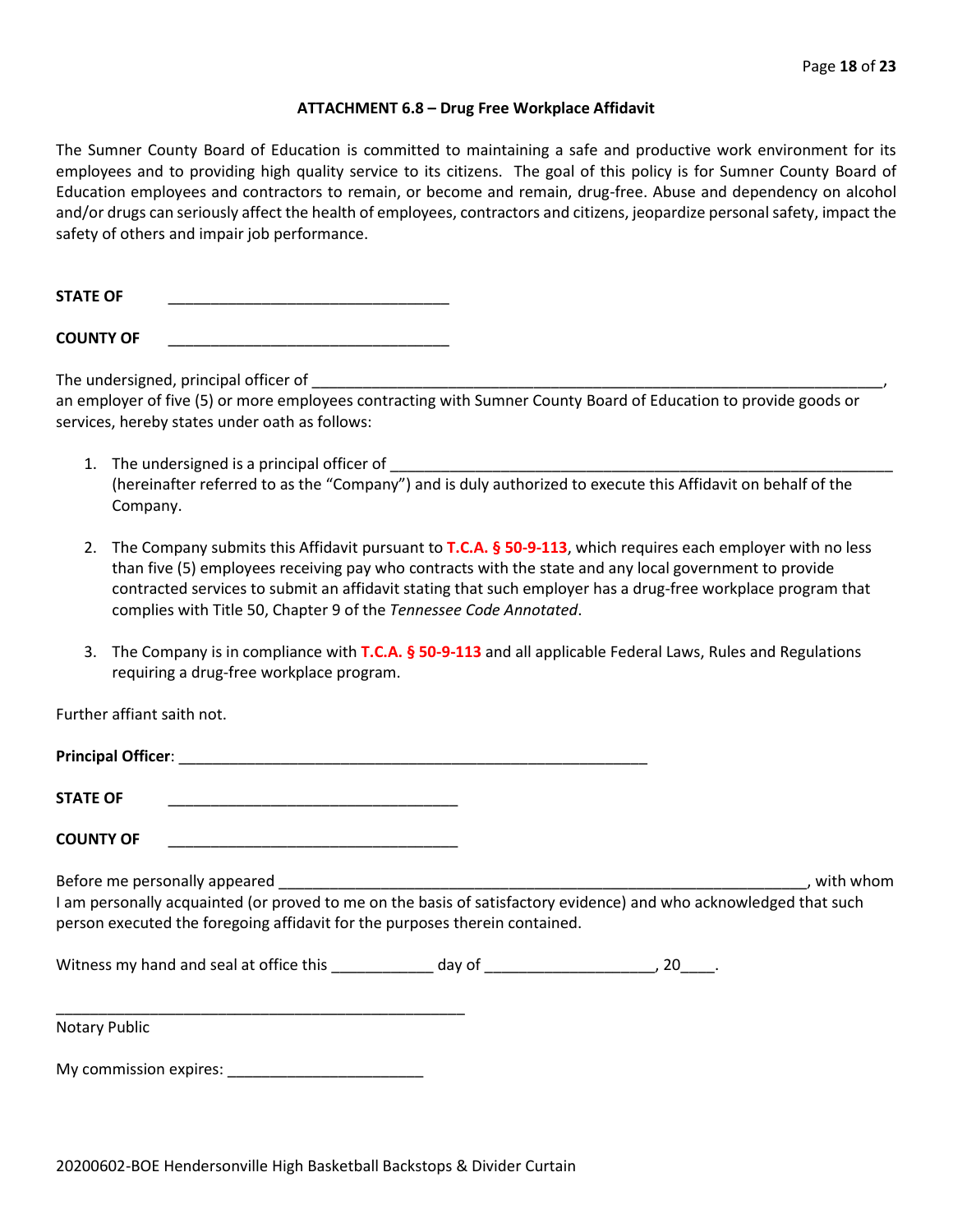### ATTACHMENT 6.8 – Drug Free Workplace Affidavit

The Sumner County Board of Education is committed to maintaining a safe and productive work environment for its employees and to providing high quality service to its citizens. The goal of this policy is for Sumner County Board of Education employees and contractors to remain, or become and remain, drug-free. Abuse and dependency on alcohol and/or drugs can seriously affect the health of employees, contractors and citizens, jeopardize personal safety, impact the safety of others and impair job performance.

**STATE OF** ________________________________

**COUNTY OF** ________________________________

The undersigned, principal officer of ____________________________________________________________________, an employer of five (5) or more employees contracting with Sumner County Board of Education to provide goods or services, hereby states under oath as follows:

1. The undersigned is a principal officer of ____________________________________________________________ (hereinafter referred to as the "Company") and is duly authorized to execute this Affidavit on behalf of the Company.

2. The Company submits this Affidavit pursuant to **T.C.A. § 50-9-113**, which requires each employer with no less than five (5) employees receiving pay who contracts with the state and any local government to provide contracted services to submit an affidavit stating that such employer has a drug-free workplace program that complies with Title 50, Chapter 9 of the *Tennessee Code Annotated*.

3. The Company is in compliance with **T.C.A. § 50-9-113** and all applicable Federal Laws, Rules and Regulations requiring a drug-free workplace program.

Further affiant saith not.

**Principal Officer**: ________________________________________________________

**STATE OF** __________________________________

**COUNTY OF** __________________________________

Before me personally appeared ______________________________________________________________, with whom I am personally acquainted (or proved to me on the basis of satisfactory evidence) and who acknowledged that such person executed the foregoing affidavit for the purposes therein contained.

Witness my hand and seal at office this ____________ day of ____________________, 20____.

________________________________________________

Notary Public

My commission expires: _______________________

20200602-BOE Hendersonville High Basketball Backstops & Divider Curtain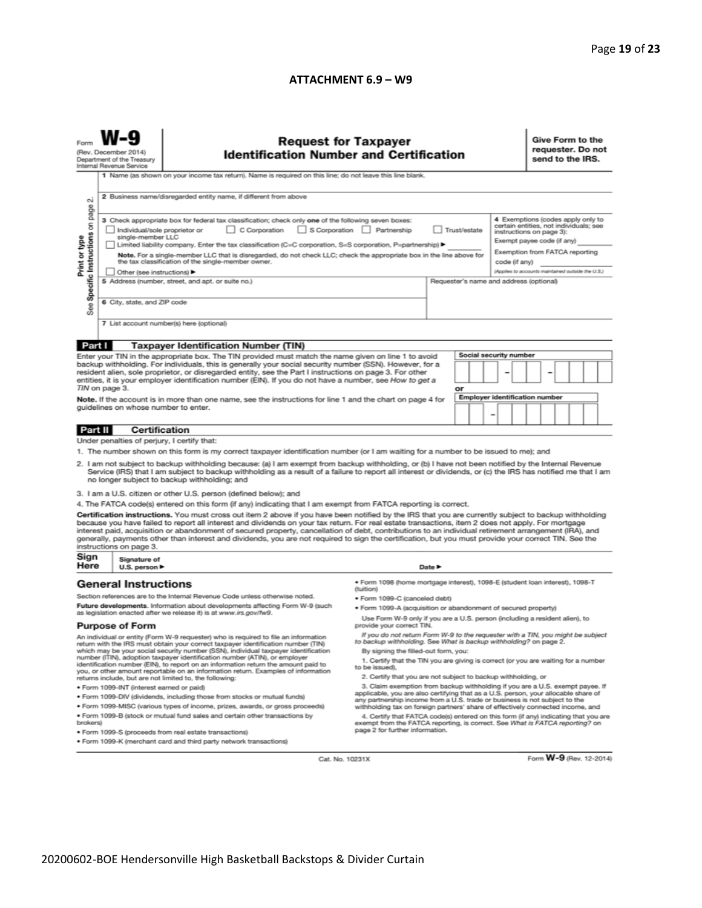## ATTACHMENT 6.9 – W9

Form **W-9**
(Rev. December 2014)
Department of the Treasury
Internal Revenue Service

# Request for Taxpayer Identification Number and Certification

**Give Form to the requester. Do not send to the IRS.**

Print or type
See Specific Instructions on page 2.

1 Name (as shown on your income tax return). Name is required on this line; do not leave this line blank.

2 Business name/disregarded entity name, if different from above

3 Check appropriate box for federal tax classification; check only **one** of the following seven boxes:

☐ Individual/sole proprietor or single-member LLC ☐ C Corporation ☐ S Corporation ☐ Partnership ☐ Trust/estate

☐ Limited liability company. Enter the tax classification (C=C corporation, S=S corporation, P=partnership) ► ________

**Note.** For a single-member LLC that is disregarded, do not check LLC; check the appropriate box in the line above for the tax classification of the single-member owner.

☐ Other (see instructions) ►

4 Exemptions (codes apply only to certain entities, not individuals; see instructions on page 3):

Exempt payee code (if any) ________

Exemption from FATCA reporting code (if any) ________

*(Applies to accounts maintained outside the U.S.)*

5 Address (number, street, and apt. or suite no.)

Requester's name and address (optional)

6 City, state, and ZIP code

7 List account number(s) here (optional)

### Part I Taxpayer Identification Number (TIN)

Enter your TIN in the appropriate box. The TIN provided must match the name given on line 1 to avoid backup withholding. For individuals, this is generally your social security number (SSN). However, for a resident alien, sole proprietor, or disregarded entity, see the Part I instructions on page 3. For other entities, it is your employer identification number (EIN). If you do not have a number, see *How to get a TIN* on page 3.

**Note.** If the account is in more than one name, see the instructions for line 1 and the chart on page 4 for guidelines on whose number to enter.

**Social security number**

☐☐☐ – ☐☐ – ☐☐☐☐

or

**Employer identification number**

☐☐ – ☐☐☐☐☐☐☐

### Part II Certification

Under penalties of perjury, I certify that:

1. The number shown on this form is my correct taxpayer identification number (or I am waiting for a number to be issued to me); and
2. I am not subject to backup withholding because: (a) I am exempt from backup withholding, or (b) I have not been notified by the Internal Revenue Service (IRS) that I am subject to backup withholding as a result of a failure to report all interest or dividends, or (c) the IRS has notified me that I am no longer subject to backup withholding; and
3. I am a U.S. citizen or other U.S. person (defined below); and
4. The FATCA code(s) entered on this form (if any) indicating that I am exempt from FATCA reporting is correct.

**Certification instructions.** You must cross out item 2 above if you have been notified by the IRS that you are currently subject to backup withholding because you have failed to report all interest and dividends on your tax return. For real estate transactions, item 2 does not apply. For mortgage interest paid, acquisition or abandonment of secured property, cancellation of debt, contributions to an individual retirement arrangement (IRA), and generally, payments other than interest and dividends, you are not required to sign the certification, but you must provide your correct TIN. See the instructions on page 3.

**Sign Here** Signature of U.S. person ► Date ►

## General Instructions

Section references are to the Internal Revenue Code unless otherwise noted.

**Future developments.** Information about developments affecting Form W-9 (such as legislation enacted after we release it) is at *www.irs.gov/fw9*.

## Purpose of Form

An individual or entity (Form W-9 requester) who is required to file an information return with the IRS must obtain your correct taxpayer identification number (TIN) which may be your social security number (SSN), individual taxpayer identification number (ITIN), adoption taxpayer identification number (ATIN), or employer identification number (EIN), to report on an information return the amount paid to you, or other amount reportable on an information return. Examples of information returns include, but are not limited to, the following:

- Form 1099-INT (interest earned or paid)
- Form 1099-DIV (dividends, including those from stocks or mutual funds)
- Form 1099-MISC (various types of income, prizes, awards, or gross proceeds)
- Form 1099-B (stock or mutual fund sales and certain other transactions by brokers)
- Form 1099-S (proceeds from real estate transactions)
- Form 1099-K (merchant card and third party network transactions)
- Form 1098 (home mortgage interest), 1098-E (student loan interest), 1098-T (tuition)
- Form 1099-C (canceled debt)
- Form 1099-A (acquisition or abandonment of secured property)

Use Form W-9 only if you are a U.S. person (including a resident alien), to provide your correct TIN.

*If you do not return Form W-9 to the requester with a TIN, you might be subject to backup withholding. See What is backup withholding? on page 2.*

By signing the filled-out form, you:

1. Certify that the TIN you are giving is correct (or you are waiting for a number to be issued),
2. Certify that you are not subject to backup withholding, or
3. Claim exemption from backup withholding if you are a U.S. exempt payee. If applicable, you are also certifying that as a U.S. person, your allocable share of any partnership income from a U.S. trade or business is not subject to the withholding tax on foreign partners' share of effectively connected income, and
4. Certify that FATCA code(s) entered on this form (if any) indicating that you are exempt from the FATCA reporting, is correct. See *What is FATCA reporting?* on page 2 for further information.

Cat. No. 10231X Form **W-9** (Rev. 12-2014)

20200602-BOE Hendersonville High Basketball Backstops & Divider Curtain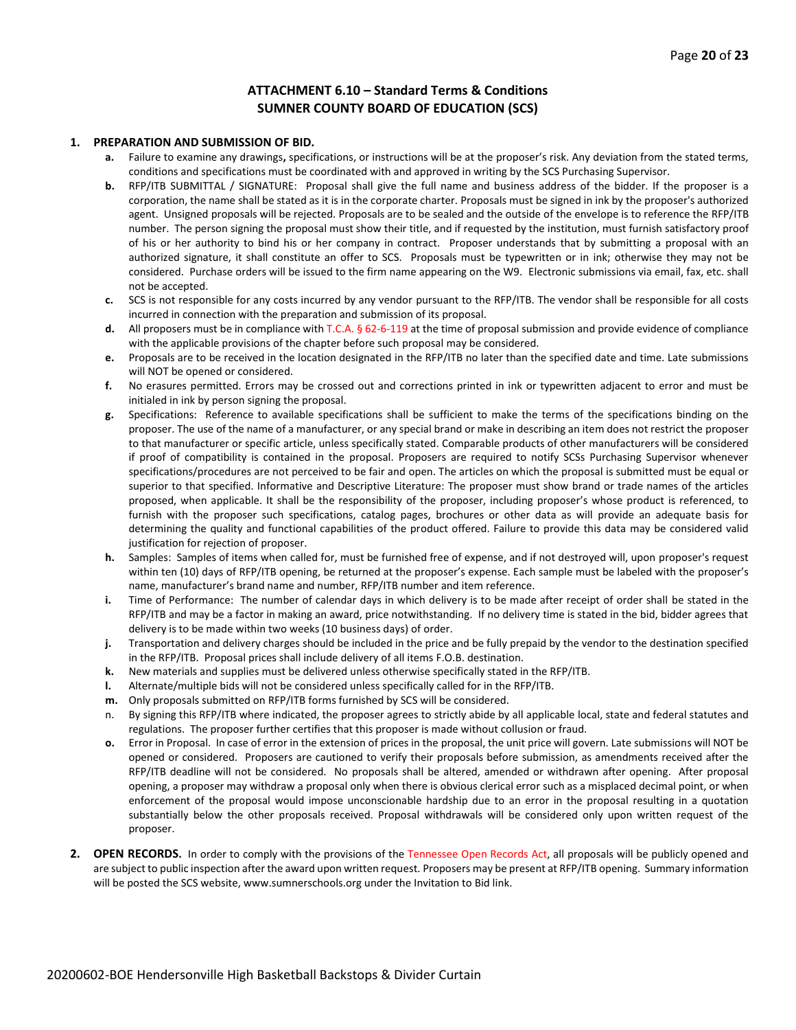## ATTACHMENT 6.10 – Standard Terms & Conditions
## SUMNER COUNTY BOARD OF EDUCATION (SCS)

**1. PREPARATION AND SUBMISSION OF BID.**

**a.** Failure to examine any drawings**,** specifications, or instructions will be at the proposer's risk. Any deviation from the stated terms, conditions and specifications must be coordinated with and approved in writing by the SCS Purchasing Supervisor.

**b.** RFP/ITB SUBMITTAL / SIGNATURE: Proposal shall give the full name and business address of the bidder. If the proposer is a corporation, the name shall be stated as it is in the corporate charter. Proposals must be signed in ink by the proposer's authorized agent. Unsigned proposals will be rejected. Proposals are to be sealed and the outside of the envelope is to reference the RFP/ITB number. The person signing the proposal must show their title, and if requested by the institution, must furnish satisfactory proof of his or her authority to bind his or her company in contract. Proposer understands that by submitting a proposal with an authorized signature, it shall constitute an offer to SCS. Proposals must be typewritten or in ink; otherwise they may not be considered. Purchase orders will be issued to the firm name appearing on the W9. Electronic submissions via email, fax, etc. shall not be accepted.

**c.** SCS is not responsible for any costs incurred by any vendor pursuant to the RFP/ITB. The vendor shall be responsible for all costs incurred in connection with the preparation and submission of its proposal.

**d.** All proposers must be in compliance with T.C.A. § 62-6-119 at the time of proposal submission and provide evidence of compliance with the applicable provisions of the chapter before such proposal may be considered.

**e.** Proposals are to be received in the location designated in the RFP/ITB no later than the specified date and time. Late submissions will NOT be opened or considered.

**f.** No erasures permitted. Errors may be crossed out and corrections printed in ink or typewritten adjacent to error and must be initialed in ink by person signing the proposal.

**g.** Specifications: Reference to available specifications shall be sufficient to make the terms of the specifications binding on the proposer. The use of the name of a manufacturer, or any special brand or make in describing an item does not restrict the proposer to that manufacturer or specific article, unless specifically stated. Comparable products of other manufacturers will be considered if proof of compatibility is contained in the proposal. Proposers are required to notify SCSs Purchasing Supervisor whenever specifications/procedures are not perceived to be fair and open. The articles on which the proposal is submitted must be equal or superior to that specified. Informative and Descriptive Literature: The proposer must show brand or trade names of the articles proposed, when applicable. It shall be the responsibility of the proposer, including proposer's whose product is referenced, to furnish with the proposer such specifications, catalog pages, brochures or other data as will provide an adequate basis for determining the quality and functional capabilities of the product offered. Failure to provide this data may be considered valid justification for rejection of proposer.

**h.** Samples: Samples of items when called for, must be furnished free of expense, and if not destroyed will, upon proposer's request within ten (10) days of RFP/ITB opening, be returned at the proposer's expense. Each sample must be labeled with the proposer's name, manufacturer's brand name and number, RFP/ITB number and item reference.

**i.** Time of Performance: The number of calendar days in which delivery is to be made after receipt of order shall be stated in the RFP/ITB and may be a factor in making an award, price notwithstanding. If no delivery time is stated in the bid, bidder agrees that delivery is to be made within two weeks (10 business days) of order.

**j.** Transportation and delivery charges should be included in the price and be fully prepaid by the vendor to the destination specified in the RFP/ITB. Proposal prices shall include delivery of all items F.O.B. destination.

**k.** New materials and supplies must be delivered unless otherwise specifically stated in the RFP/ITB.

**l.** Alternate/multiple bids will not be considered unless specifically called for in the RFP/ITB.

**m.** Only proposals submitted on RFP/ITB forms furnished by SCS will be considered.

n. By signing this RFP/ITB where indicated, the proposer agrees to strictly abide by all applicable local, state and federal statutes and regulations. The proposer further certifies that this proposer is made without collusion or fraud.

**o.** Error in Proposal. In case of error in the extension of prices in the proposal, the unit price will govern. Late submissions will NOT be opened or considered. Proposers are cautioned to verify their proposals before submission, as amendments received after the RFP/ITB deadline will not be considered. No proposals shall be altered, amended or withdrawn after opening. After proposal opening, a proposer may withdraw a proposal only when there is obvious clerical error such as a misplaced decimal point, or when enforcement of the proposal would impose unconscionable hardship due to an error in the proposal resulting in a quotation substantially below the other proposals received. Proposal withdrawals will be considered only upon written request of the proposer.

**2. OPEN RECORDS.** In order to comply with the provisions of the Tennessee Open Records Act, all proposals will be publicly opened and are subject to public inspection after the award upon written request. Proposers may be present at RFP/ITB opening. Summary information will be posted the SCS website, www.sumnerschools.org under the Invitation to Bid link.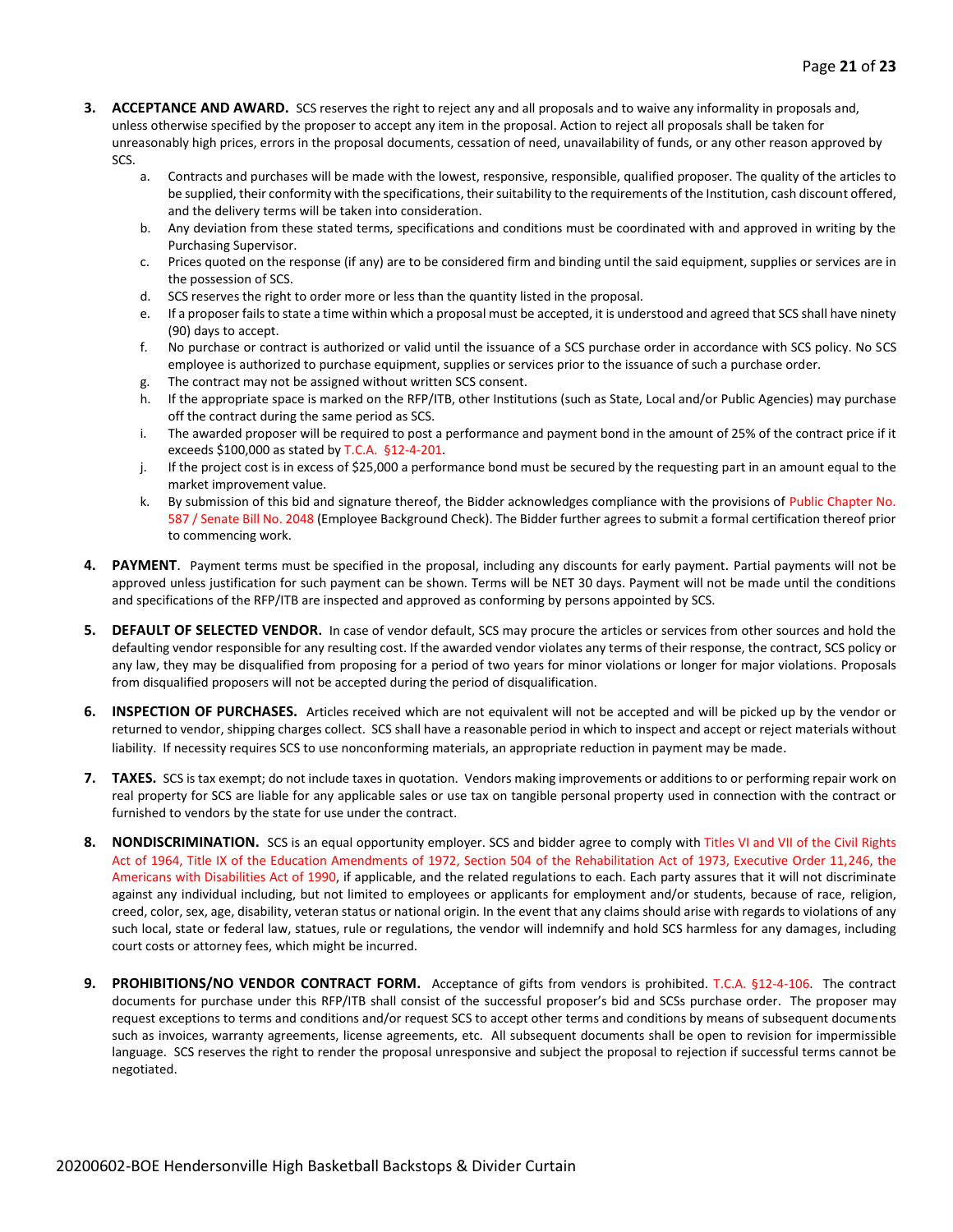3. **ACCEPTANCE AND AWARD.** SCS reserves the right to reject any and all proposals and to waive any informality in proposals and, unless otherwise specified by the proposer to accept any item in the proposal. Action to reject all proposals shall be taken for unreasonably high prices, errors in the proposal documents, cessation of need, unavailability of funds, or any other reason approved by SCS.
   a. Contracts and purchases will be made with the lowest, responsive, responsible, qualified proposer. The quality of the articles to be supplied, their conformity with the specifications, their suitability to the requirements of the Institution, cash discount offered, and the delivery terms will be taken into consideration.
   b. Any deviation from these stated terms, specifications and conditions must be coordinated with and approved in writing by the Purchasing Supervisor.
   c. Prices quoted on the response (if any) are to be considered firm and binding until the said equipment, supplies or services are in the possession of SCS.
   d. SCS reserves the right to order more or less than the quantity listed in the proposal.
   e. If a proposer fails to state a time within which a proposal must be accepted, it is understood and agreed that SCS shall have ninety (90) days to accept.
   f. No purchase or contract is authorized or valid until the issuance of a SCS purchase order in accordance with SCS policy. No SCS employee is authorized to purchase equipment, supplies or services prior to the issuance of such a purchase order.
   g. The contract may not be assigned without written SCS consent.
   h. If the appropriate space is marked on the RFP/ITB, other Institutions (such as State, Local and/or Public Agencies) may purchase off the contract during the same period as SCS.
   i. The awarded proposer will be required to post a performance and payment bond in the amount of 25% of the contract price if it exceeds $100,000 as stated by T.C.A. §12-4-201.
   j. If the project cost is in excess of $25,000 a performance bond must be secured by the requesting part in an amount equal to the market improvement value.
   k. By submission of this bid and signature thereof, the Bidder acknowledges compliance with the provisions of Public Chapter No. 587 / Senate Bill No. 2048 (Employee Background Check). The Bidder further agrees to submit a formal certification thereof prior to commencing work.

4. **PAYMENT**. Payment terms must be specified in the proposal, including any discounts for early payment. Partial payments will not be approved unless justification for such payment can be shown. Terms will be NET 30 days. Payment will not be made until the conditions and specifications of the RFP/ITB are inspected and approved as conforming by persons appointed by SCS.

5. **DEFAULT OF SELECTED VENDOR.** In case of vendor default, SCS may procure the articles or services from other sources and hold the defaulting vendor responsible for any resulting cost. If the awarded vendor violates any terms of their response, the contract, SCS policy or any law, they may be disqualified from proposing for a period of two years for minor violations or longer for major violations. Proposals from disqualified proposers will not be accepted during the period of disqualification.

6. **INSPECTION OF PURCHASES.** Articles received which are not equivalent will not be accepted and will be picked up by the vendor or returned to vendor, shipping charges collect. SCS shall have a reasonable period in which to inspect and accept or reject materials without liability. If necessity requires SCS to use nonconforming materials, an appropriate reduction in payment may be made.

7. **TAXES.** SCS is tax exempt; do not include taxes in quotation. Vendors making improvements or additions to or performing repair work on real property for SCS are liable for any applicable sales or use tax on tangible personal property used in connection with the contract or furnished to vendors by the state for use under the contract.

8. **NONDISCRIMINATION.** SCS is an equal opportunity employer. SCS and bidder agree to comply with Titles VI and VII of the Civil Rights Act of 1964, Title IX of the Education Amendments of 1972, Section 504 of the Rehabilitation Act of 1973, Executive Order 11,246, the Americans with Disabilities Act of 1990, if applicable, and the related regulations to each. Each party assures that it will not discriminate against any individual including, but not limited to employees or applicants for employment and/or students, because of race, religion, creed, color, sex, age, disability, veteran status or national origin. In the event that any claims should arise with regards to violations of any such local, state or federal law, statues, rule or regulations, the vendor will indemnify and hold SCS harmless for any damages, including court costs or attorney fees, which might be incurred.

9. **PROHIBITIONS/NO VENDOR CONTRACT FORM.** Acceptance of gifts from vendors is prohibited. T.C.A. §12-4-106. The contract documents for purchase under this RFP/ITB shall consist of the successful proposer's bid and SCSs purchase order. The proposer may request exceptions to terms and conditions and/or request SCS to accept other terms and conditions by means of subsequent documents such as invoices, warranty agreements, license agreements, etc. All subsequent documents shall be open to revision for impermissible language. SCS reserves the right to render the proposal unresponsive and subject the proposal to rejection if successful terms cannot be negotiated.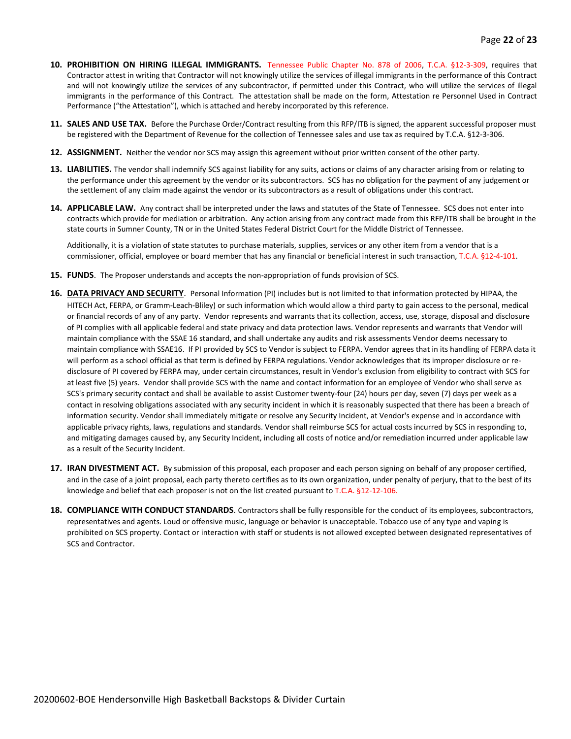10. **PROHIBITION ON HIRING ILLEGAL IMMIGRANTS.** Tennessee Public Chapter No. 878 of 2006, T.C.A. §12-3-309, requires that Contractor attest in writing that Contractor will not knowingly utilize the services of illegal immigrants in the performance of this Contract and will not knowingly utilize the services of any subcontractor, if permitted under this Contract, who will utilize the services of illegal immigrants in the performance of this Contract. The attestation shall be made on the form, Attestation re Personnel Used in Contract Performance ("the Attestation"), which is attached and hereby incorporated by this reference.

11. **SALES AND USE TAX.** Before the Purchase Order/Contract resulting from this RFP/ITB is signed, the apparent successful proposer must be registered with the Department of Revenue for the collection of Tennessee sales and use tax as required by T.C.A. §12-3-306.

12. **ASSIGNMENT.** Neither the vendor nor SCS may assign this agreement without prior written consent of the other party.

13. **LIABILITIES.** The vendor shall indemnify SCS against liability for any suits, actions or claims of any character arising from or relating to the performance under this agreement by the vendor or its subcontractors. SCS has no obligation for the payment of any judgement or the settlement of any claim made against the vendor or its subcontractors as a result of obligations under this contract.

14. **APPLICABLE LAW.** Any contract shall be interpreted under the laws and statutes of the State of Tennessee. SCS does not enter into contracts which provide for mediation or arbitration. Any action arising from any contract made from this RFP/ITB shall be brought in the state courts in Sumner County, TN or in the United States Federal District Court for the Middle District of Tennessee.

    Additionally, it is a violation of state statutes to purchase materials, supplies, services or any other item from a vendor that is a commissioner, official, employee or board member that has any financial or beneficial interest in such transaction, T.C.A. §12-4-101.

15. **FUNDS**. The Proposer understands and accepts the non-appropriation of funds provision of SCS.

16. **DATA PRIVACY AND SECURITY**. Personal Information (PI) includes but is not limited to that information protected by HIPAA, the HITECH Act, FERPA, or Gramm-Leach-Bliley) or such information which would allow a third party to gain access to the personal, medical or financial records of any of any party. Vendor represents and warrants that its collection, access, use, storage, disposal and disclosure of PI complies with all applicable federal and state privacy and data protection laws. Vendor represents and warrants that Vendor will maintain compliance with the SSAE 16 standard, and shall undertake any audits and risk assessments Vendor deems necessary to maintain compliance with SSAE16. If PI provided by SCS to Vendor is subject to FERPA. Vendor agrees that in its handling of FERPA data it will perform as a school official as that term is defined by FERPA regulations. Vendor acknowledges that its improper disclosure or re-disclosure of PI covered by FERPA may, under certain circumstances, result in Vendor's exclusion from eligibility to contract with SCS for at least five (5) years. Vendor shall provide SCS with the name and contact information for an employee of Vendor who shall serve as SCS's primary security contact and shall be available to assist Customer twenty-four (24) hours per day, seven (7) days per week as a contact in resolving obligations associated with any security incident in which it is reasonably suspected that there has been a breach of information security. Vendor shall immediately mitigate or resolve any Security Incident, at Vendor's expense and in accordance with applicable privacy rights, laws, regulations and standards. Vendor shall reimburse SCS for actual costs incurred by SCS in responding to, and mitigating damages caused by, any Security Incident, including all costs of notice and/or remediation incurred under applicable law as a result of the Security Incident.

17. **IRAN DIVESTMENT ACT.** By submission of this proposal, each proposer and each person signing on behalf of any proposer certified, and in the case of a joint proposal, each party thereto certifies as to its own organization, under penalty of perjury, that to the best of its knowledge and belief that each proposer is not on the list created pursuant to T.C.A. §12-12-106.

18. **COMPLIANCE WITH CONDUCT STANDARDS**. Contractors shall be fully responsible for the conduct of its employees, subcontractors, representatives and agents. Loud or offensive music, language or behavior is unacceptable. Tobacco use of any type and vaping is prohibited on SCS property. Contact or interaction with staff or students is not allowed excepted between designated representatives of SCS and Contractor.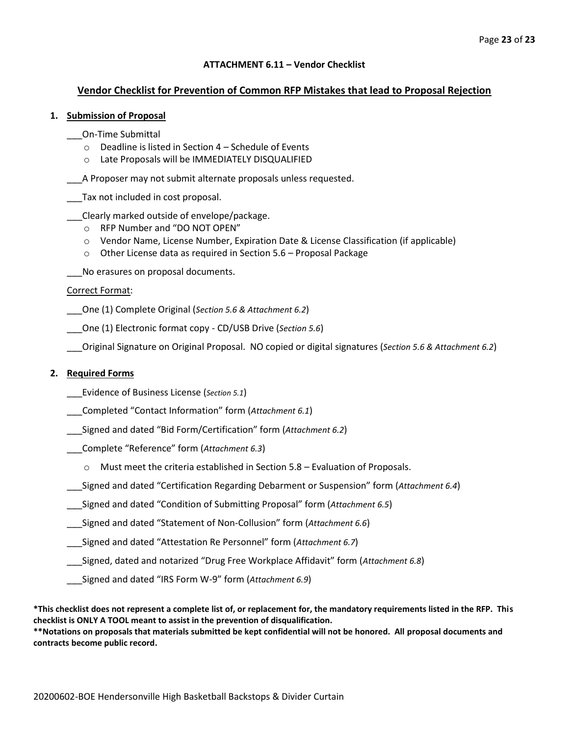### ATTACHMENT 6.11 – Vendor Checklist

## Vendor Checklist for Prevention of Common RFP Mistakes that lead to Proposal Rejection

1. **Submission of Proposal**

   ___On-Time Submittal
   - Deadline is listed in Section 4 – Schedule of Events
   - Late Proposals will be IMMEDIATELY DISQUALIFIED

   ___A Proposer may not submit alternate proposals unless requested.

   ___Tax not included in cost proposal.

   ___Clearly marked outside of envelope/package.
   - RFP Number and "DO NOT OPEN"
   - Vendor Name, License Number, Expiration Date & License Classification (if applicable)
   - Other License data as required in Section 5.6 – Proposal Package

   ___No erasures on proposal documents.

   Correct Format:

   ___One (1) Complete Original (*Section 5.6 & Attachment 6.2*)

   ___One (1) Electronic format copy - CD/USB Drive (*Section 5.6*)

   ___Original Signature on Original Proposal. NO copied or digital signatures (*Section 5.6 & Attachment 6.2*)

2. **Required Forms**

   ___Evidence of Business License (*Section 5.1*)

   ___Completed "Contact Information" form (*Attachment 6.1*)

   ___Signed and dated "Bid Form/Certification" form (*Attachment 6.2*)

   ___Complete "Reference" form (*Attachment 6.3*)
   - Must meet the criteria established in Section 5.8 – Evaluation of Proposals.

   ___Signed and dated "Certification Regarding Debarment or Suspension" form (*Attachment 6.4*)

   ___Signed and dated "Condition of Submitting Proposal" form (*Attachment 6.5*)

   ___Signed and dated "Statement of Non-Collusion" form (*Attachment 6.6*)

   ___Signed and dated "Attestation Re Personnel" form (*Attachment 6.7*)

   ___Signed, dated and notarized "Drug Free Workplace Affidavit" form (*Attachment 6.8*)

   ___Signed and dated "IRS Form W-9" form (*Attachment 6.9*)

**\*This checklist does not represent a complete list of, or replacement for, the mandatory requirements listed in the RFP. This checklist is ONLY A TOOL meant to assist in the prevention of disqualification.**
**\*\*Notations on proposals that materials submitted be kept confidential will not be honored. All proposal documents and contracts become public record.**

20200602-BOE Hendersonville High Basketball Backstops & Divider Curtain